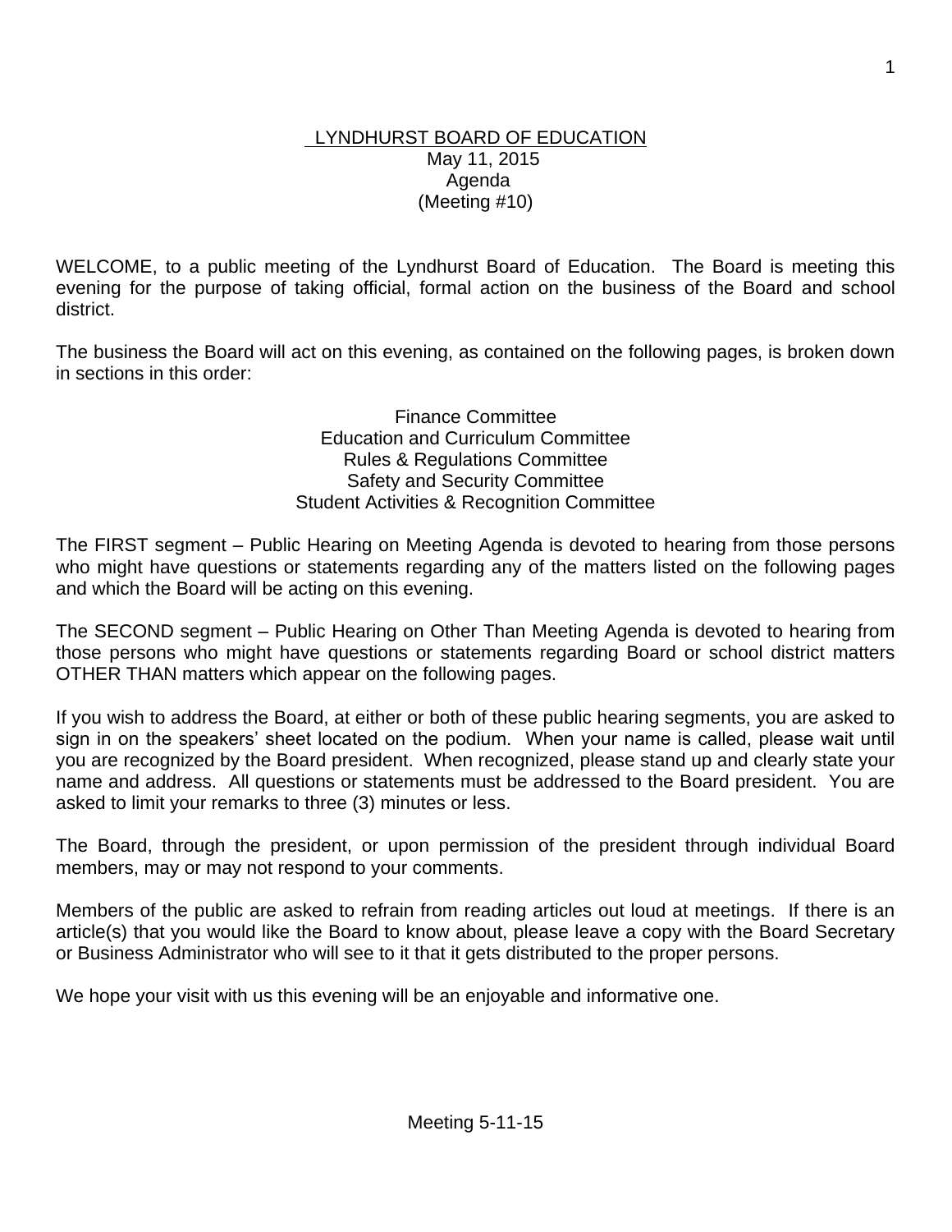# LYNDHURST BOARD OF EDUCATION

May 11, 2015
Agenda
(Meeting #10)

WELCOME, to a public meeting of the Lyndhurst Board of Education. The Board is meeting this evening for the purpose of taking official, formal action on the business of the Board and school district.

The business the Board will act on this evening, as contained on the following pages, is broken down in sections in this order:

Finance Committee
Education and Curriculum Committee
Rules & Regulations Committee
Safety and Security Committee
Student Activities & Recognition Committee

The FIRST segment – Public Hearing on Meeting Agenda is devoted to hearing from those persons who might have questions or statements regarding any of the matters listed on the following pages and which the Board will be acting on this evening.

The SECOND segment – Public Hearing on Other Than Meeting Agenda is devoted to hearing from those persons who might have questions or statements regarding Board or school district matters OTHER THAN matters which appear on the following pages.

If you wish to address the Board, at either or both of these public hearing segments, you are asked to sign in on the speakers' sheet located on the podium. When your name is called, please wait until you are recognized by the Board president. When recognized, please stand up and clearly state your name and address. All questions or statements must be addressed to the Board president. You are asked to limit your remarks to three (3) minutes or less.

The Board, through the president, or upon permission of the president through individual Board members, may or may not respond to your comments.

Members of the public are asked to refrain from reading articles out loud at meetings. If there is an article(s) that you would like the Board to know about, please leave a copy with the Board Secretary or Business Administrator who will see to it that it gets distributed to the proper persons.

We hope your visit with us this evening will be an enjoyable and informative one.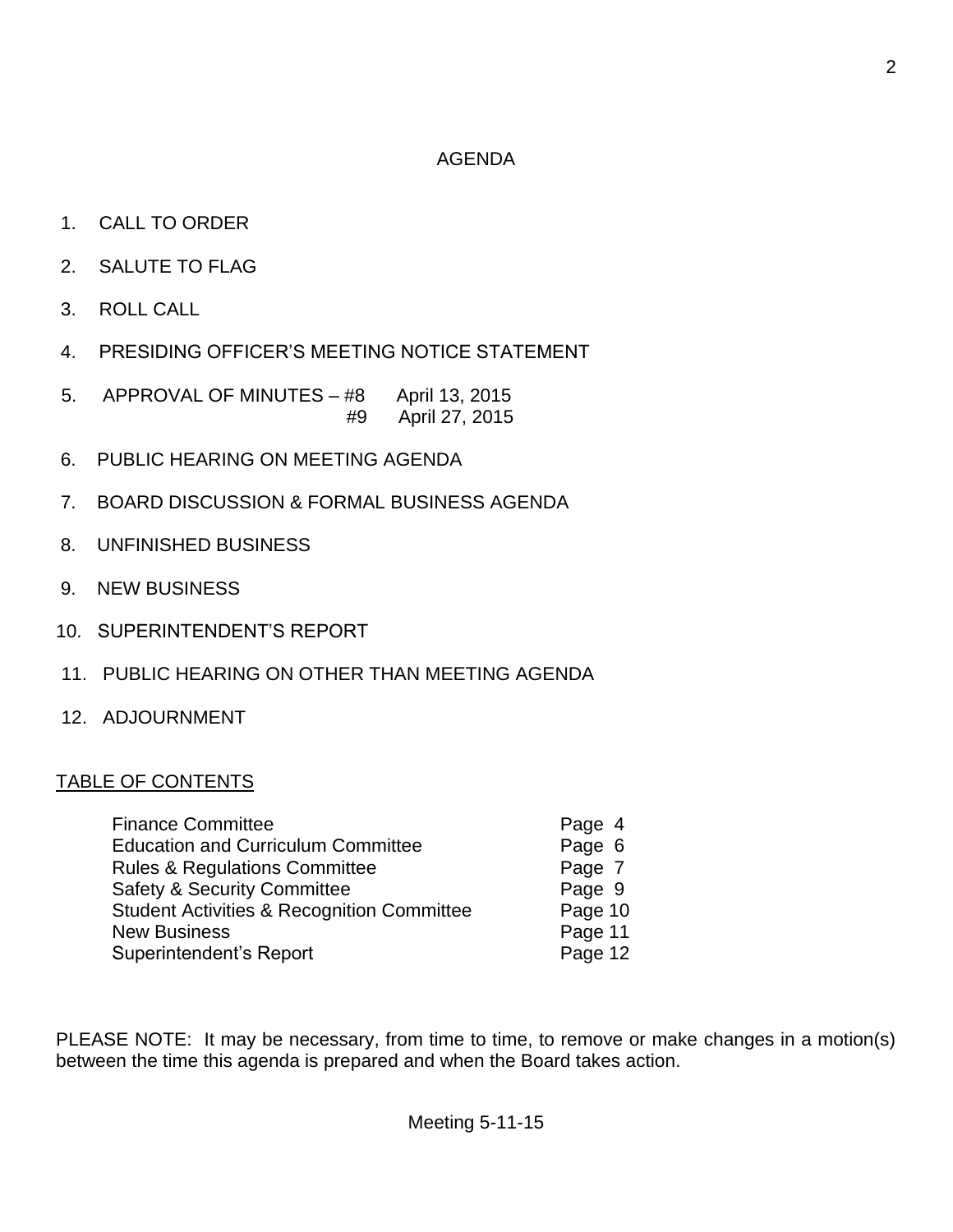# AGENDA

1. CALL TO ORDER
2. SALUTE TO FLAG
3. ROLL CALL
4. PRESIDING OFFICER'S MEETING NOTICE STATEMENT
5. APPROVAL OF MINUTES – #8 April 13, 2015
   #9 April 27, 2015
6. PUBLIC HEARING ON MEETING AGENDA
7. BOARD DISCUSSION & FORMAL BUSINESS AGENDA
8. UNFINISHED BUSINESS
9. NEW BUSINESS
10. SUPERINTENDENT'S REPORT
11. PUBLIC HEARING ON OTHER THAN MEETING AGENDA
12. ADJOURNMENT

## TABLE OF CONTENTS

| | |
|---|---|
| Finance Committee | Page 4 |
| Education and Curriculum Committee | Page 6 |
| Rules & Regulations Committee | Page 7 |
| Safety & Security Committee | Page 9 |
| Student Activities & Recognition Committee | Page 10 |
| New Business | Page 11 |
| Superintendent's Report | Page 12 |

PLEASE NOTE: It may be necessary, from time to time, to remove or make changes in a motion(s) between the time this agenda is prepared and when the Board takes action.

Meeting 5-11-15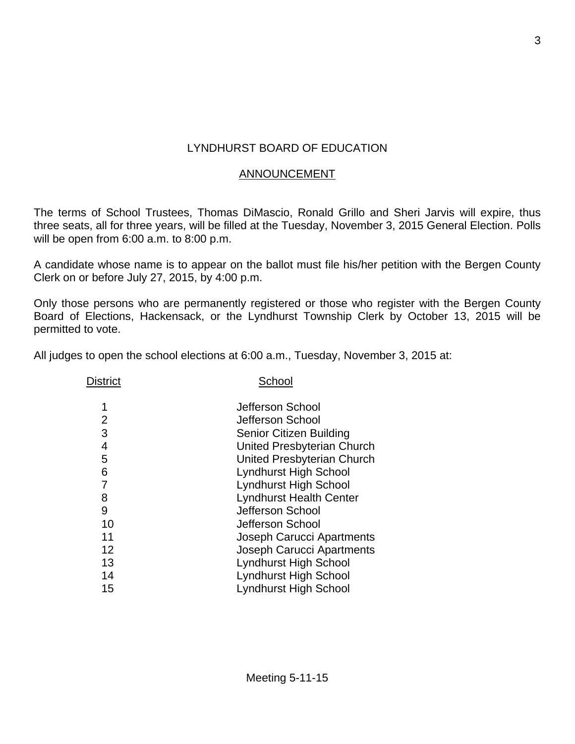# LYNDHURST BOARD OF EDUCATION

## ANNOUNCEMENT

The terms of School Trustees, Thomas DiMascio, Ronald Grillo and Sheri Jarvis will expire, thus three seats, all for three years, will be filled at the Tuesday, November 3, 2015 General Election. Polls will be open from 6:00 a.m. to 8:00 p.m.

A candidate whose name is to appear on the ballot must file his/her petition with the Bergen County Clerk on or before July 27, 2015, by 4:00 p.m.

Only those persons who are permanently registered or those who register with the Bergen County Board of Elections, Hackensack, or the Lyndhurst Township Clerk by October 13, 2015 will be permitted to vote.

All judges to open the school elections at 6:00 a.m., Tuesday, November 3, 2015 at:

| District | School |
|---|---|
| 1 | Jefferson School |
| 2 | Jefferson School |
| 3 | Senior Citizen Building |
| 4 | United Presbyterian Church |
| 5 | United Presbyterian Church |
| 6 | Lyndhurst High School |
| 7 | Lyndhurst High School |
| 8 | Lyndhurst Health Center |
| 9 | Jefferson School |
| 10 | Jefferson School |
| 11 | Joseph Carucci Apartments |
| 12 | Joseph Carucci Apartments |
| 13 | Lyndhurst High School |
| 14 | Lyndhurst High School |
| 15 | Lyndhurst High School |

Meeting 5-11-15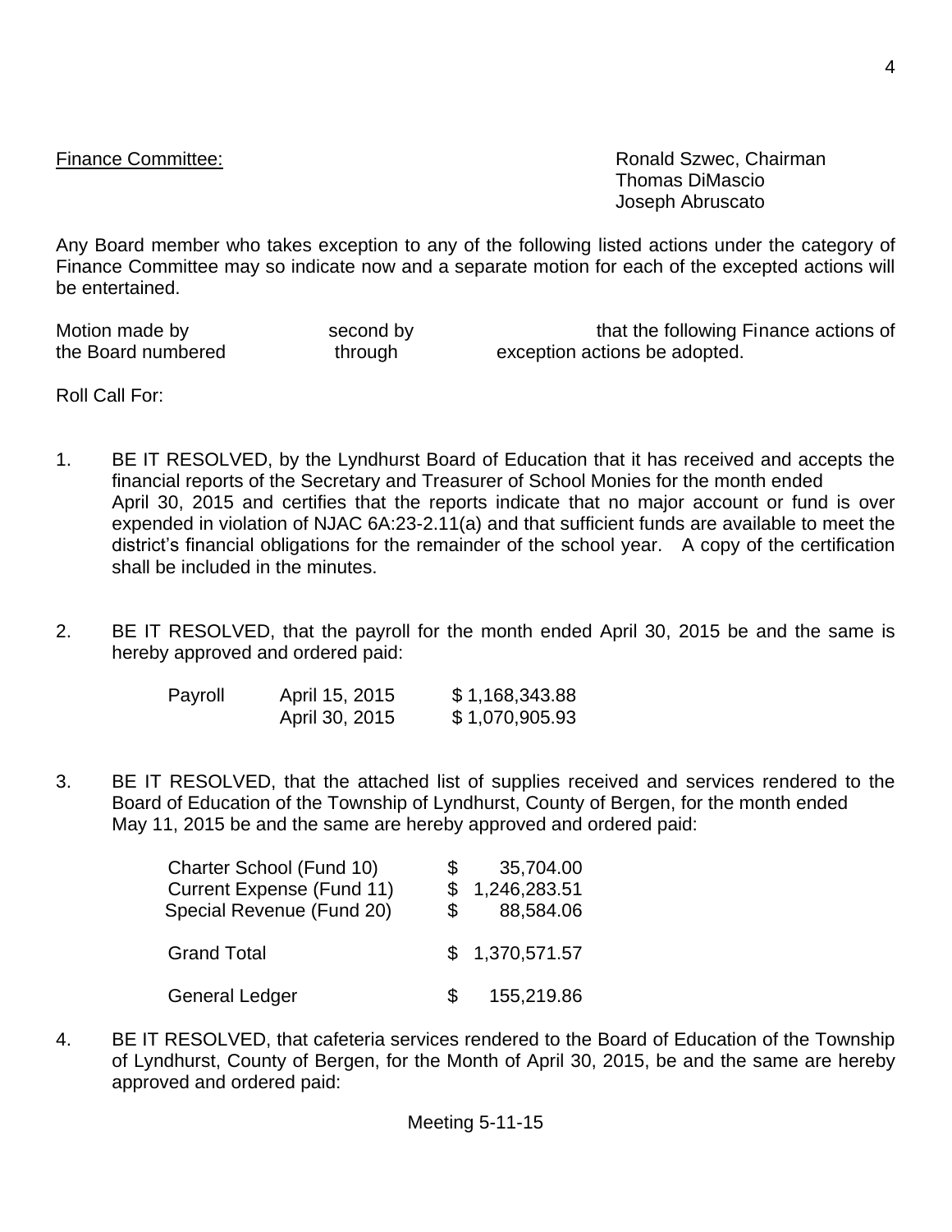Finance Committee: Ronald Szwec, Chairman
Thomas DiMascio
Joseph Abruscato

Any Board member who takes exception to any of the following listed actions under the category of Finance Committee may so indicate now and a separate motion for each of the excepted actions will be entertained.

Motion made by second by that the following Finance actions of the Board numbered through exception actions be adopted.

Roll Call For:

1. BE IT RESOLVED, by the Lyndhurst Board of Education that it has received and accepts the financial reports of the Secretary and Treasurer of School Monies for the month ended April 30, 2015 and certifies that the reports indicate that no major account or fund is over expended in violation of NJAC 6A:23-2.11(a) and that sufficient funds are available to meet the district's financial obligations for the remainder of the school year. A copy of the certification shall be included in the minutes.

2. BE IT RESOLVED, that the payroll for the month ended April 30, 2015 be and the same is hereby approved and ordered paid:

| | | |
|---|---|---|
| Payroll | April 15, 2015 | $ 1,168,343.88 |
| | April 30, 2015 | $ 1,070,905.93 |

3. BE IT RESOLVED, that the attached list of supplies received and services rendered to the Board of Education of the Township of Lyndhurst, County of Bergen, for the month ended May 11, 2015 be and the same are hereby approved and ordered paid:

| | |
|---|---|
| Charter School (Fund 10) | $ 35,704.00 |
| Current Expense (Fund 11) | $ 1,246,283.51 |
| Special Revenue (Fund 20) | $ 88,584.06 |
| Grand Total | $ 1,370,571.57 |
| General Ledger | $ 155,219.86 |

4. BE IT RESOLVED, that cafeteria services rendered to the Board of Education of the Township of Lyndhurst, County of Bergen, for the Month of April 30, 2015, be and the same are hereby approved and ordered paid: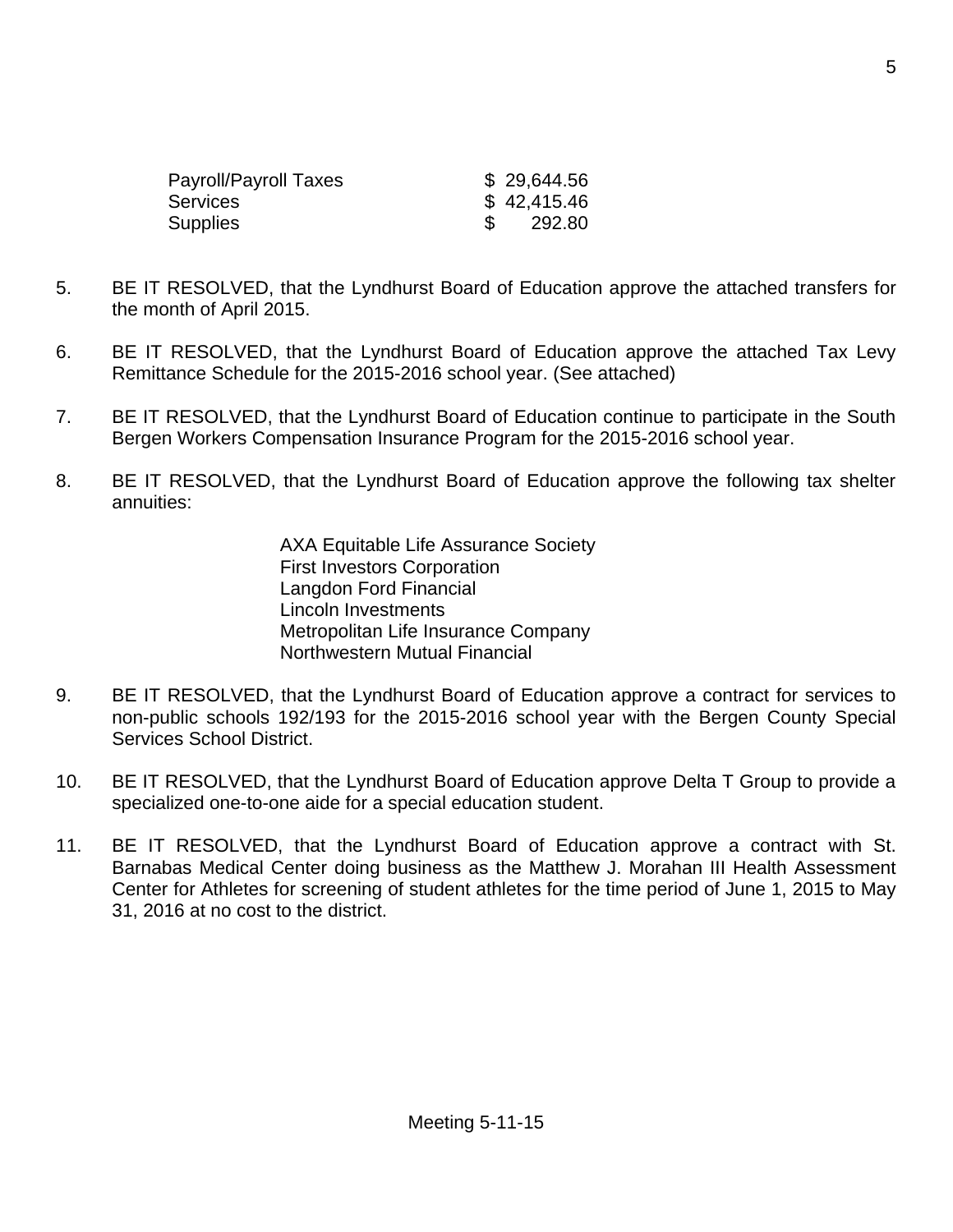| | |
|---|---|
| Payroll/Payroll Taxes | $ 29,644.56 |
| Services | $ 42,415.46 |
| Supplies | $ 292.80 |

5. BE IT RESOLVED, that the Lyndhurst Board of Education approve the attached transfers for the month of April 2015.

6. BE IT RESOLVED, that the Lyndhurst Board of Education approve the attached Tax Levy Remittance Schedule for the 2015-2016 school year. (See attached)

7. BE IT RESOLVED, that the Lyndhurst Board of Education continue to participate in the South Bergen Workers Compensation Insurance Program for the 2015-2016 school year.

8. BE IT RESOLVED, that the Lyndhurst Board of Education approve the following tax shelter annuities:

   AXA Equitable Life Assurance Society
   First Investors Corporation
   Langdon Ford Financial
   Lincoln Investments
   Metropolitan Life Insurance Company
   Northwestern Mutual Financial

9. BE IT RESOLVED, that the Lyndhurst Board of Education approve a contract for services to non-public schools 192/193 for the 2015-2016 school year with the Bergen County Special Services School District.

10. BE IT RESOLVED, that the Lyndhurst Board of Education approve Delta T Group to provide a specialized one-to-one aide for a special education student.

11. BE IT RESOLVED, that the Lyndhurst Board of Education approve a contract with St. Barnabas Medical Center doing business as the Matthew J. Morahan III Health Assessment Center for Athletes for screening of student athletes for the time period of June 1, 2015 to May 31, 2016 at no cost to the district.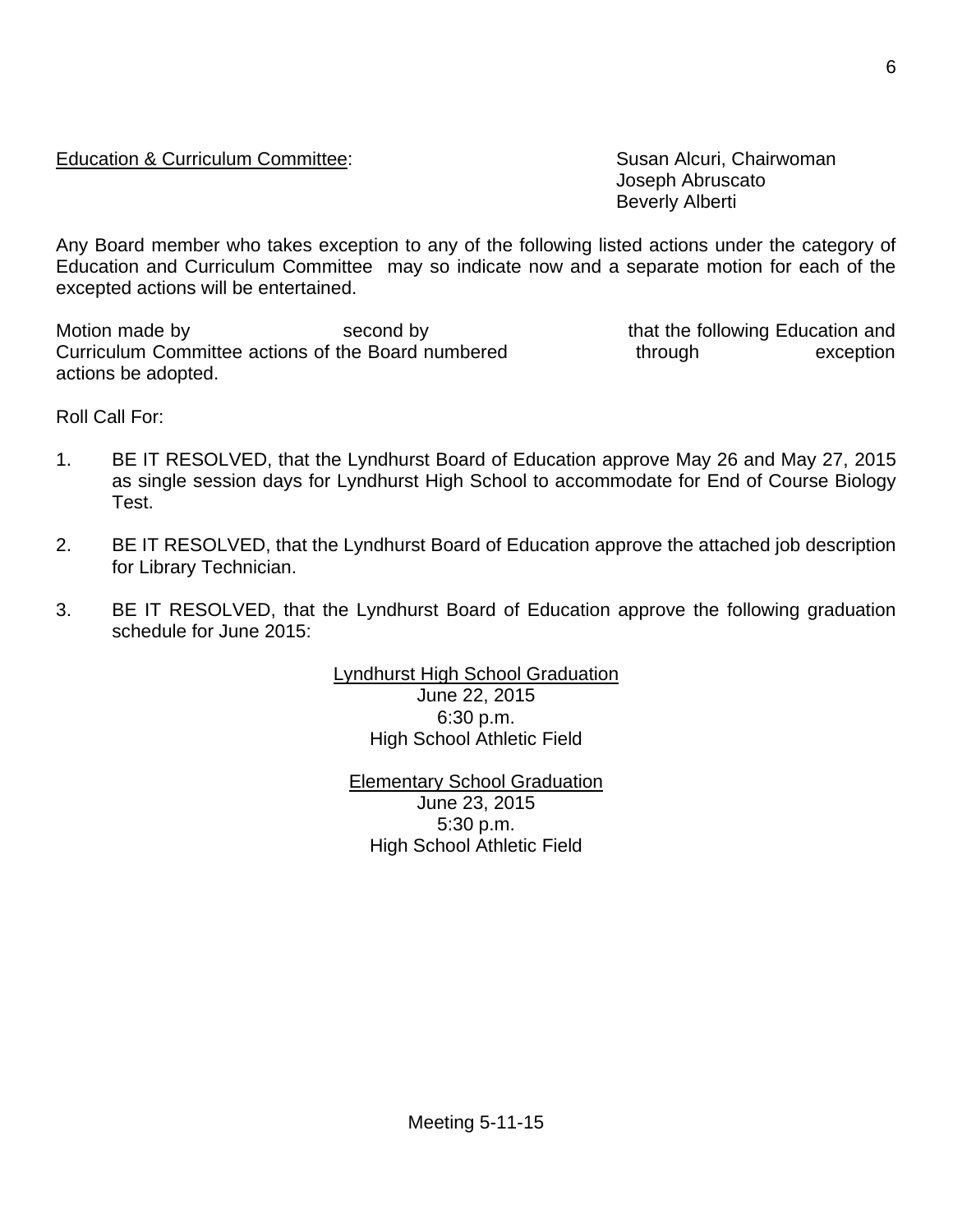Education & Curriculum Committee: Susan Alcuri, Chairwoman
Joseph Abruscato
Beverly Alberti

Any Board member who takes exception to any of the following listed actions under the category of Education and Curriculum Committee may so indicate now and a separate motion for each of the excepted actions will be entertained.

Motion made by second by that the following Education and Curriculum Committee actions of the Board numbered through exception actions be adopted.

Roll Call For:

1. BE IT RESOLVED, that the Lyndhurst Board of Education approve May 26 and May 27, 2015 as single session days for Lyndhurst High School to accommodate for End of Course Biology Test.

2. BE IT RESOLVED, that the Lyndhurst Board of Education approve the attached job description for Library Technician.

3. BE IT RESOLVED, that the Lyndhurst Board of Education approve the following graduation schedule for June 2015:

   Lyndhurst High School Graduation
   June 22, 2015
   6:30 p.m.
   High School Athletic Field

   Elementary School Graduation
   June 23, 2015
   5:30 p.m.
   High School Athletic Field

Meeting 5-11-15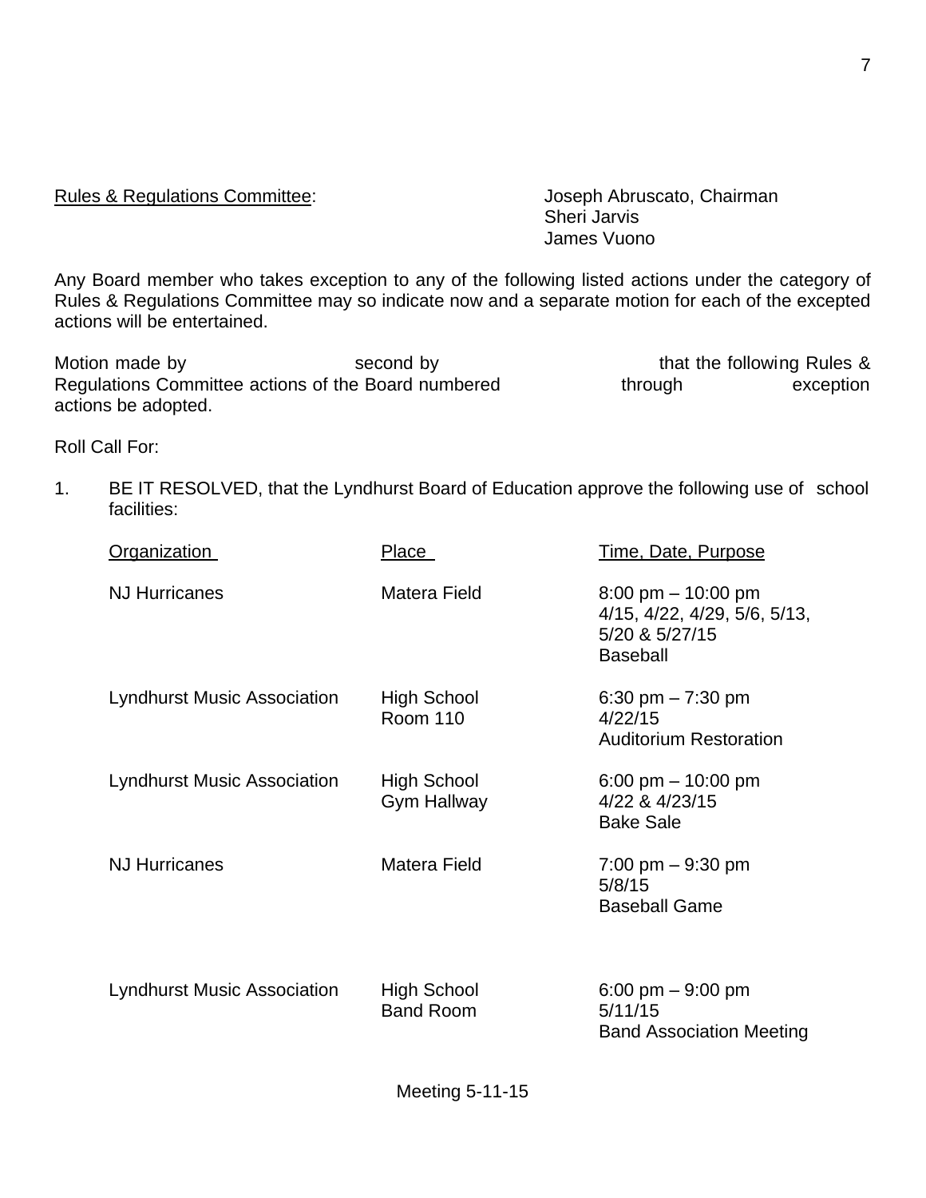<u>Rules & Regulations Committee</u>: Joseph Abruscato, Chairman
Sheri Jarvis
James Vuono

Any Board member who takes exception to any of the following listed actions under the category of Rules & Regulations Committee may so indicate now and a separate motion for each of the excepted actions will be entertained.

Motion made by second by that the following Rules & Regulations Committee actions of the Board numbered through exception actions be adopted.

Roll Call For:

1. BE IT RESOLVED, that the Lyndhurst Board of Education approve the following use of school facilities:

| Organization | Place | Time, Date, Purpose |
|---|---|---|
| NJ Hurricanes | Matera Field | 8:00 pm – 10:00 pm<br>4/15, 4/22, 4/29, 5/6, 5/13, 5/20 & 5/27/15<br>Baseball |
| Lyndhurst Music Association | High School<br>Room 110 | 6:30 pm – 7:30 pm<br>4/22/15<br>Auditorium Restoration |
| Lyndhurst Music Association | High School<br>Gym Hallway | 6:00 pm – 10:00 pm<br>4/22 & 4/23/15<br>Bake Sale |
| NJ Hurricanes | Matera Field | 7:00 pm – 9:30 pm<br>5/8/15<br>Baseball Game |
| Lyndhurst Music Association | High School<br>Band Room | 6:00 pm – 9:00 pm<br>5/11/15<br>Band Association Meeting |

Meeting 5-11-15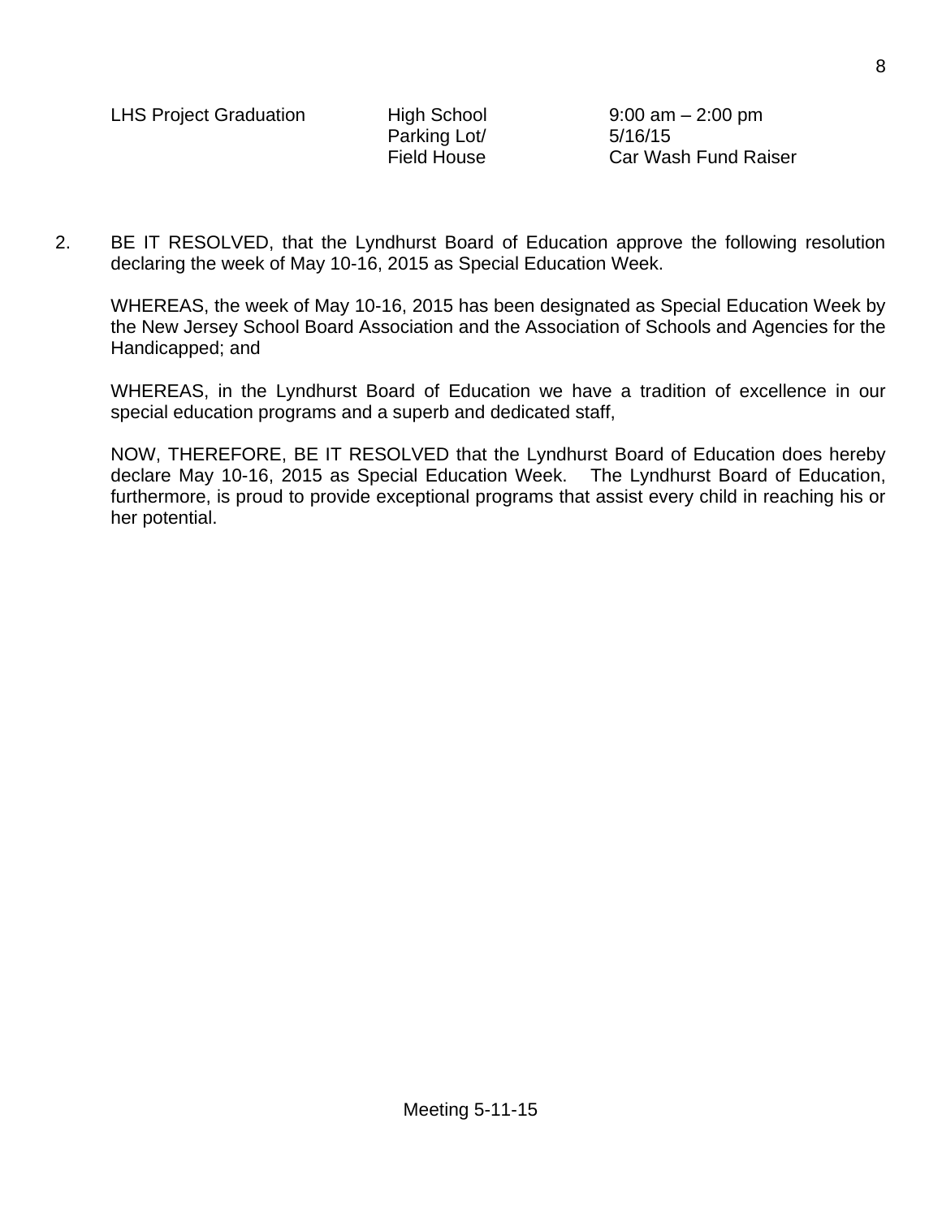| | | |
|---|---|---|
| LHS Project Graduation | High School Parking Lot/ Field House | 9:00 am – 2:00 pm 5/16/15 Car Wash Fund Raiser |

2. BE IT RESOLVED, that the Lyndhurst Board of Education approve the following resolution declaring the week of May 10-16, 2015 as Special Education Week.

   WHEREAS, the week of May 10-16, 2015 has been designated as Special Education Week by the New Jersey School Board Association and the Association of Schools and Agencies for the Handicapped; and

   WHEREAS, in the Lyndhurst Board of Education we have a tradition of excellence in our special education programs and a superb and dedicated staff,

   NOW, THEREFORE, BE IT RESOLVED that the Lyndhurst Board of Education does hereby declare May 10-16, 2015 as Special Education Week. The Lyndhurst Board of Education, furthermore, is proud to provide exceptional programs that assist every child in reaching his or her potential.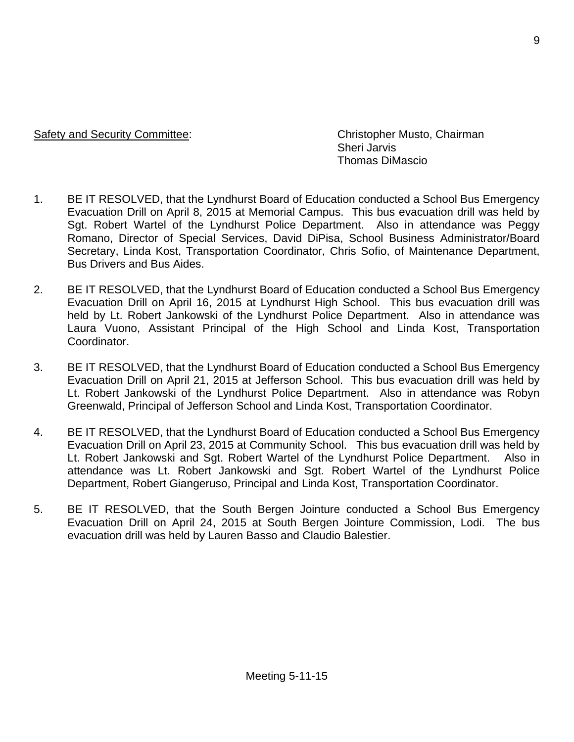<u>Safety and Security Committee</u>: Christopher Musto, Chairman
Sheri Jarvis
Thomas DiMascio

1. BE IT RESOLVED, that the Lyndhurst Board of Education conducted a School Bus Emergency Evacuation Drill on April 8, 2015 at Memorial Campus. This bus evacuation drill was held by Sgt. Robert Wartel of the Lyndhurst Police Department. Also in attendance was Peggy Romano, Director of Special Services, David DiPisa, School Business Administrator/Board Secretary, Linda Kost, Transportation Coordinator, Chris Sofio, of Maintenance Department, Bus Drivers and Bus Aides.

2. BE IT RESOLVED, that the Lyndhurst Board of Education conducted a School Bus Emergency Evacuation Drill on April 16, 2015 at Lyndhurst High School. This bus evacuation drill was held by Lt. Robert Jankowski of the Lyndhurst Police Department. Also in attendance was Laura Vuono, Assistant Principal of the High School and Linda Kost, Transportation Coordinator.

3. BE IT RESOLVED, that the Lyndhurst Board of Education conducted a School Bus Emergency Evacuation Drill on April 21, 2015 at Jefferson School. This bus evacuation drill was held by Lt. Robert Jankowski of the Lyndhurst Police Department. Also in attendance was Robyn Greenwald, Principal of Jefferson School and Linda Kost, Transportation Coordinator.

4. BE IT RESOLVED, that the Lyndhurst Board of Education conducted a School Bus Emergency Evacuation Drill on April 23, 2015 at Community School. This bus evacuation drill was held by Lt. Robert Jankowski and Sgt. Robert Wartel of the Lyndhurst Police Department. Also in attendance was Lt. Robert Jankowski and Sgt. Robert Wartel of the Lyndhurst Police Department, Robert Giangeruso, Principal and Linda Kost, Transportation Coordinator.

5. BE IT RESOLVED, that the South Bergen Jointure conducted a School Bus Emergency Evacuation Drill on April 24, 2015 at South Bergen Jointure Commission, Lodi. The bus evacuation drill was held by Lauren Basso and Claudio Balestier.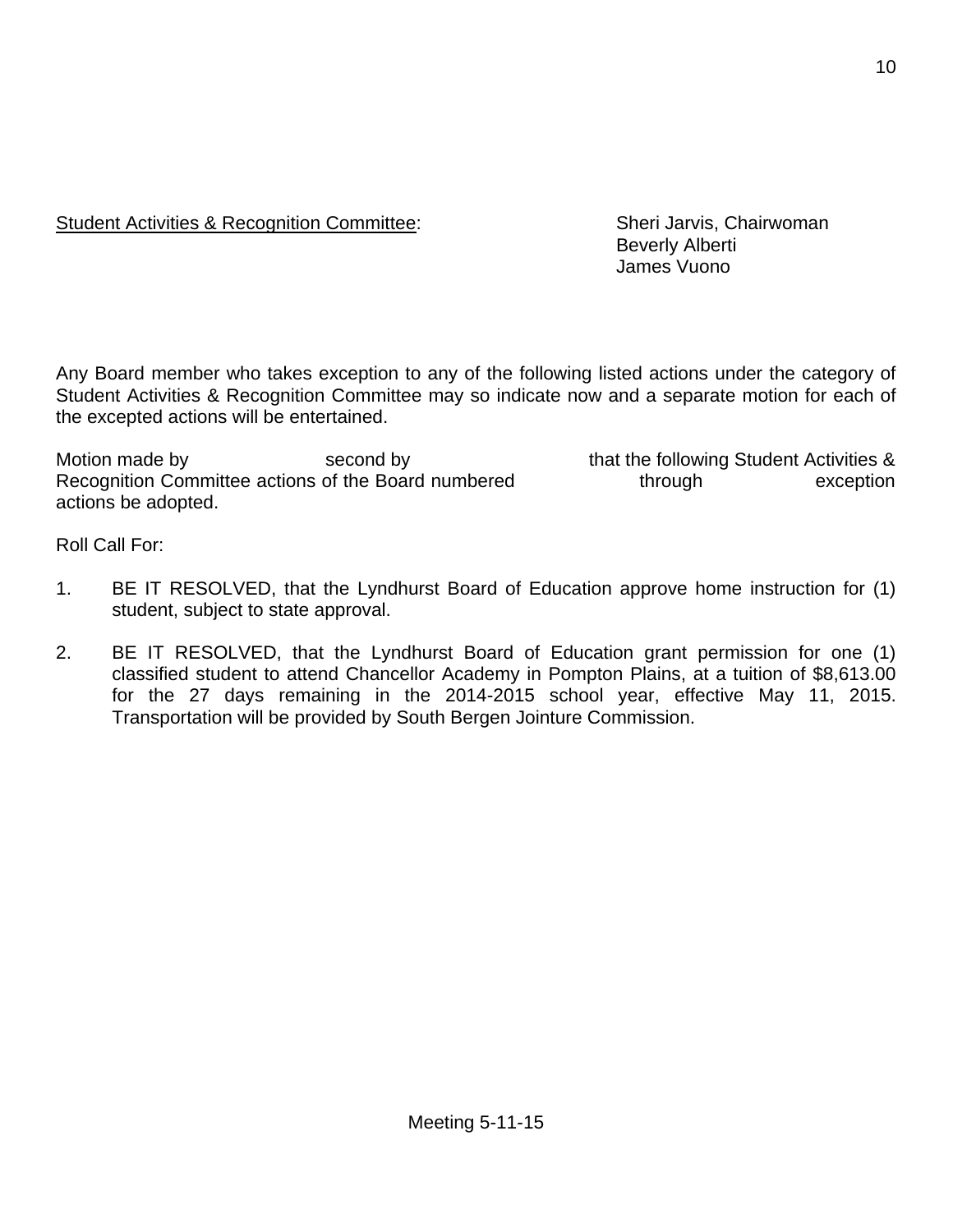<u>Student Activities & Recognition Committee</u>: Sheri Jarvis, Chairwoman
Beverly Alberti
James Vuono

Any Board member who takes exception to any of the following listed actions under the category of Student Activities & Recognition Committee may so indicate now and a separate motion for each of the excepted actions will be entertained.

Motion made by second by that the following Student Activities & Recognition Committee actions of the Board numbered through exception actions be adopted.

Roll Call For:

1. BE IT RESOLVED, that the Lyndhurst Board of Education approve home instruction for (1) student, subject to state approval.

2. BE IT RESOLVED, that the Lyndhurst Board of Education grant permission for one (1) classified student to attend Chancellor Academy in Pompton Plains, at a tuition of $8,613.00 for the 27 days remaining in the 2014-2015 school year, effective May 11, 2015. Transportation will be provided by South Bergen Jointure Commission.

Meeting 5-11-15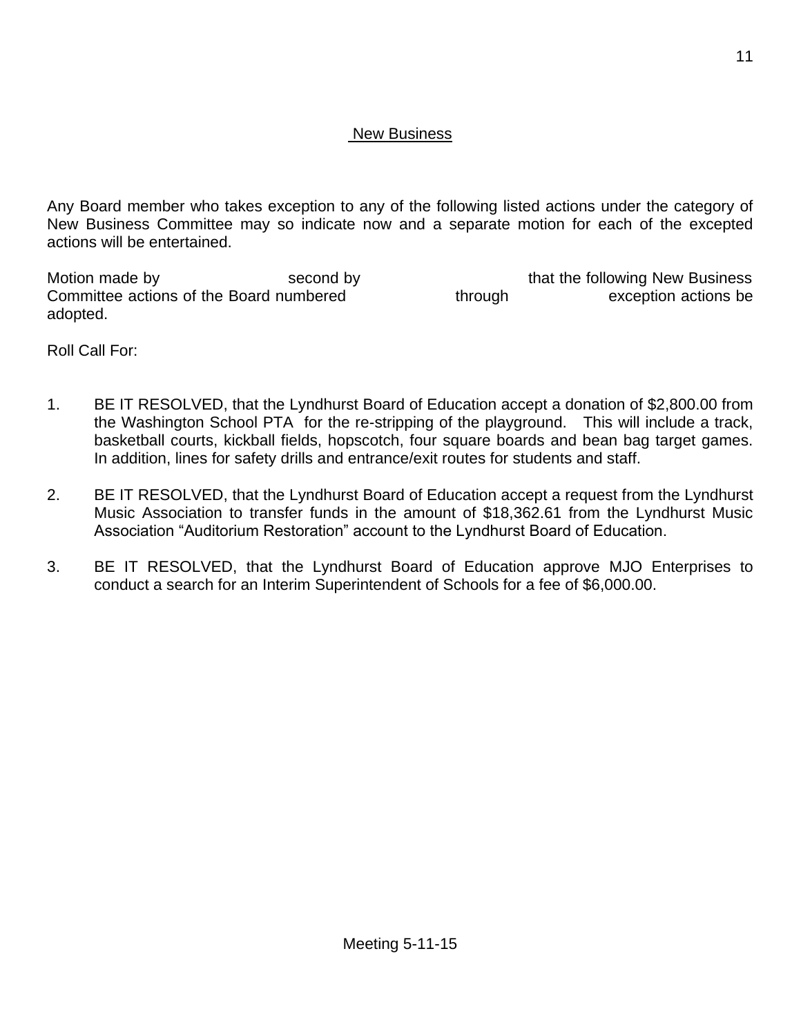## New Business

Any Board member who takes exception to any of the following listed actions under the category of New Business Committee may so indicate now and a separate motion for each of the excepted actions will be entertained.

Motion made by                    second by                    that the following New Business Committee actions of the Board numbered                    through                    exception actions be adopted.

Roll Call For:

1. BE IT RESOLVED, that the Lyndhurst Board of Education accept a donation of $2,800.00 from the Washington School PTA for the re-stripping of the playground. This will include a track, basketball courts, kickball fields, hopscotch, four square boards and bean bag target games. In addition, lines for safety drills and entrance/exit routes for students and staff.

2. BE IT RESOLVED, that the Lyndhurst Board of Education accept a request from the Lyndhurst Music Association to transfer funds in the amount of $18,362.61 from the Lyndhurst Music Association "Auditorium Restoration" account to the Lyndhurst Board of Education.

3. BE IT RESOLVED, that the Lyndhurst Board of Education approve MJO Enterprises to conduct a search for an Interim Superintendent of Schools for a fee of $6,000.00.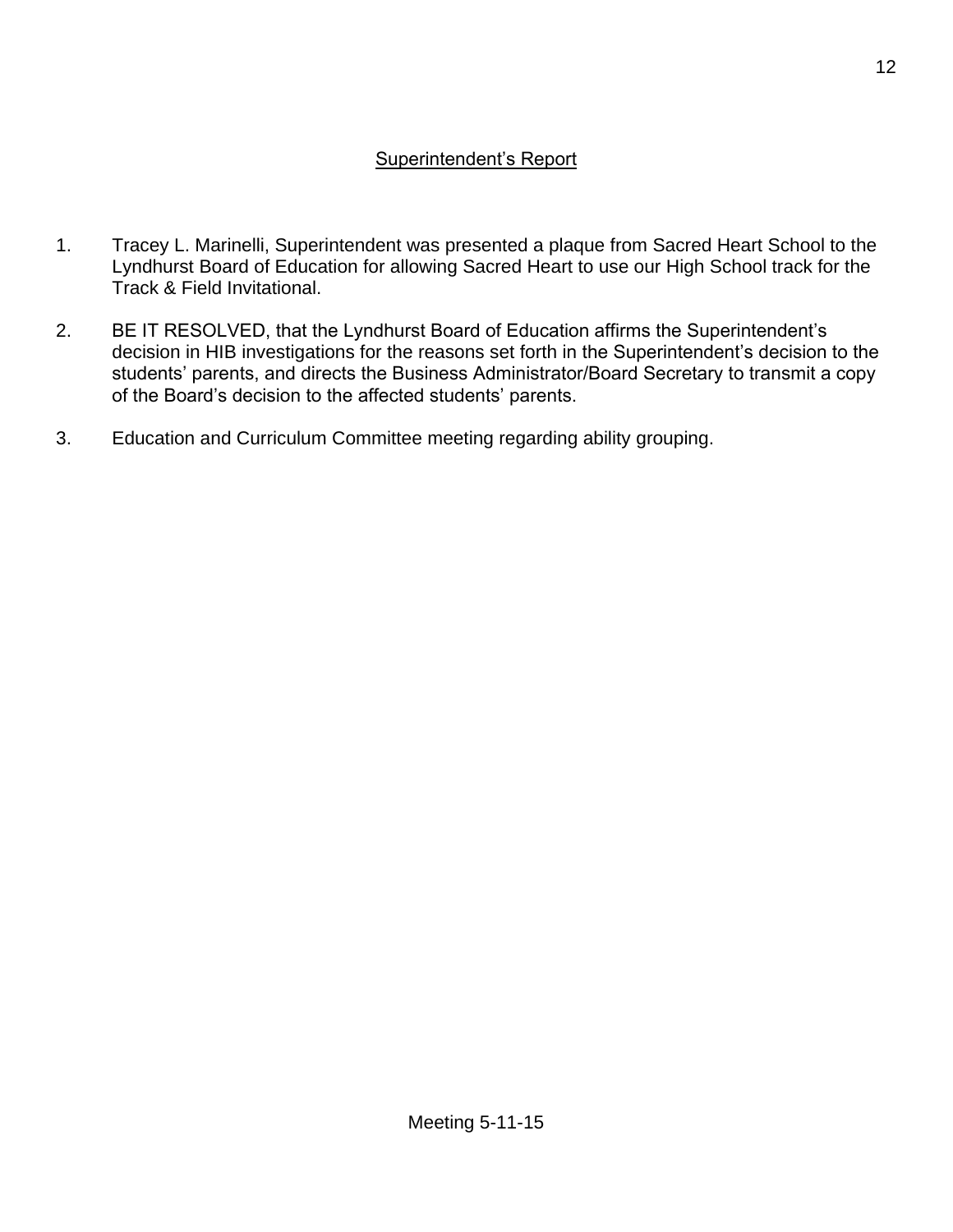## Superintendent's Report

1. Tracey L. Marinelli, Superintendent was presented a plaque from Sacred Heart School to the Lyndhurst Board of Education for allowing Sacred Heart to use our High School track for the Track & Field Invitational.

2. BE IT RESOLVED, that the Lyndhurst Board of Education affirms the Superintendent's decision in HIB investigations for the reasons set forth in the Superintendent's decision to the students' parents, and directs the Business Administrator/Board Secretary to transmit a copy of the Board's decision to the affected students' parents.

3. Education and Curriculum Committee meeting regarding ability grouping.

Meeting 5-11-15